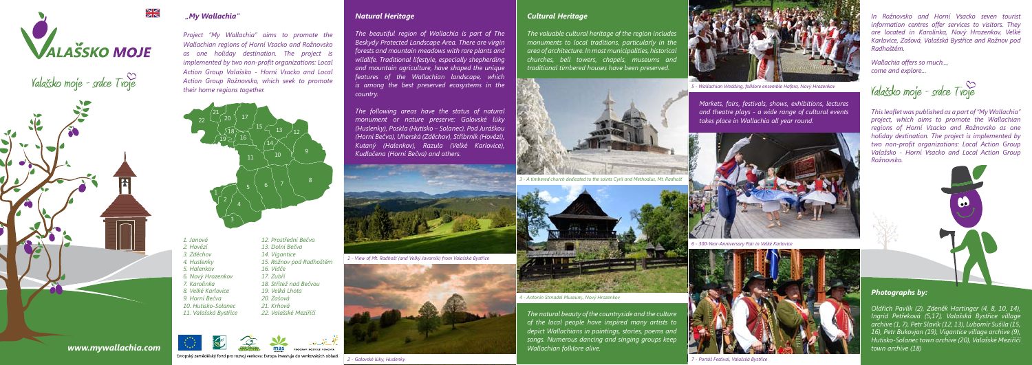# VALAŠSKO MOJE

Valašsko moje - srdce Tvoje

www.mywallachia.com

## „My Wallachia"

*Project "My Wallachia" aims to promote the Wallachian regions of Horní Vsacko and Rožnovsko as one holiday destination. The project is implemented by two non-profit organizations: Local Action Group Valašsko - Horní Vsacko and Local Action Group Rožnovsko, which seek to promote their home regions together.*

1. Janová
2. Hovězí
3. Zděchov
4. Huslenky
5. Halenkov
6. Nový Hrozenkov
7. Karolinka
8. Velké Karlovice
9. Horní Bečva
10. Hutisko-Solanec
11. Valašská Bystřice
12. Prostřední Bečva
13. Dolní Bečva
14. Vigantice
15. Rožnov pod Radhoštěm
16. Vidče
17. Zubří
18. Střítež nad Bečvou
19. Velká Lhota
20. Zašová
21. Krhová
22. Valašské Meziříčí

Evropský zemědělský fond pro rozvoj venkova: Evropa investuje do venkovských oblastí

## Natural Heritage

*The beautiful region of Wallachia is part of The Beskydy Protected Landscape Area. There are virgin forests and mountain meadows with rare plants and wildlife. Traditional lifestyle, especially shepherding and mountain agriculture, have shaped the unique features of the Wallachian landscape, which is among the best preserved ecosystems in the country.*

*The following areas have the status of natural monument or nature preserve: Galovské lúky (Huslenky), Poskla (Hutisko – Solanec), Pod Juráškou (Horní Bečva), Uherská (Zděchov), Stříbrník (Hovězí), Kutaný (Halenkov), Razula (Velké Karlovice), Kudlačena (Horní Bečva) and others.*

1 - View of Mt. Radhošť (and Velký Javorník) from Valašská Bystřice

2 - Galovské lúky, Huslenky

## Cultural Heritage

*The valuable cultural heritage of the region includes monuments to local traditions, particularly in the area of architecture. In most municipalities, historical churches, bell towers, chapels, museums and traditional timbered houses have been preserved.*

3 - A timbered church dedicated to the saints Cyril and Methodius, Mt. Radhošť

4 - Antonín Strnadel Museum, Nový Hrozenkov

*The natural beauty of the countryside and the culture of the local people have inspired many artists to depict Wallachians in paintings, stories, poems and songs. Numerous dancing and singing groups keep Wallachian folklore alive.*

5 - Wallachian Wedding, folklore ensemble Hafera, Nový Hrozenkov

*Markets, fairs, festivals, shows, exhibitions, lectures and theatre plays - a wide range of cultural events takes place in Wallachia all year round.*

6 - 300-Year-Anniversary Fair in Velké Karlovice

7 - Portáš Festival, Valašská Bystřice

*In Rožnovsko and Horní Vsacko seven tourist information centres offer services to visitors. They are located in Karolinka, Nový Hrozenkov, Velké Karlovice, Zašová, Valašská Bystřice and Rožnov pod Radhoštěm.*

*Wallachia offers so much...,*
*come and explore...*

Valašsko moje - srdce Tvoje

*This leaflet was published as a part of "My Wallachia" project, which aims to promote the Wallachian regions of Horní Vsacko and Rožnovsko as one holiday destination. The project is implemented by two non-profit organizations: Local Action Group Valašsko - Horní Vsacko and Local Action Group Rožnovsko.*

## Photographs by:

*Oldřich Pavlík (2), Zdeněk Hartinger (4, 8, 10, 14), Ingrid Petřeková (5,17), Valašská Bystřice village archive (1, 7), Petr Slavík (12, 13), Lubomír Sušila (15, 16), Petr Bukovjan (19), Vigantice village archive (9), Hutisko-Solanec town archive (20), Valašské Meziříčí town archive (18)*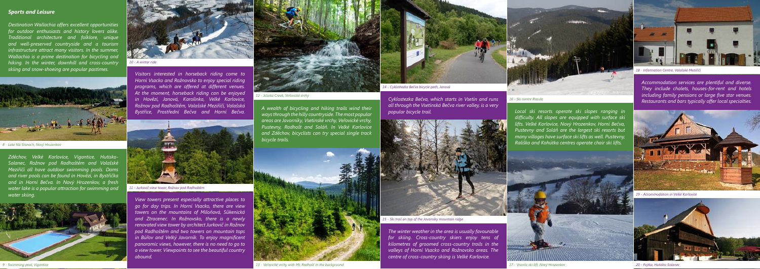## *Sports and Leisure*

*Destination Wallachia offers excellent opportunities for outdoor enthusiasts and history lovers alike. Traditional architecture and folklore, unique and well-preserved countryside and a tourism infrastructure attract many visitors. In the summer, Wallachia is a prime destination for bicycling and hiking. In the winter, downhill and cross-country skiing and snow-shoeing are popular pastimes.*

*8 - Lake Na Stanoch, Nový Hrozenkov*

*Zděchov, Velké Karlovice, Vigantice, Hutisko-Solanec, Rožnov pod Radhoštěm and Valašské Meziříčí all have outdoor swimming pools. Dams and river pools can be found in Hovězí, in Bystřička and in Horní Bečva. In Nový Hrozenkov, a fresh water lake is a popular attraction for swimming and water skiing.*

*9 - Swimming pool, Vigantice*

*10 - A winter ride*

*Visitors interested in horseback riding come to Horní Vsacko and Rožnovsko to enjoy special riding programs, which are offered at different venues. At the moment, horseback riding can be enjoyed in Hovězí, Janová, Karolinka, Velké Karlovice, Rožnov pod Radhoštěm, Valašské Meziříčí, Valašská Bystřice, Prostřední Bečva and Horní Bečva.*

*11 - Jurkovič view tower, Rožnov pod Radhoštěm*

*View towers present especially attractive places to go for day trips. In Horní Vsacko, there are view towers on the mountains of Miloňová, Súkenická and Ztracenec. In Rožnovsko, there is a newly renovated view tower by architect Jurkovič in Rožnov pod Radhoštěm and two towers on mountain tops in Búřov and Velký Javorník. To enjoy magnificent panoramic views, however, there is no need to go to a view tower. Viewpoints to see the beautiful country abound.*

*12 - Jičínka Creek, Veřovické vrchy*

*A wealth of bicycling and hiking trails wind their ways through the hilly countryside. The most popular areas are Javorníky, Vsetínské vrchy, Veřovické vrchy, Pustevny, Radhošť and Soláň. In Velké Karlovice and Zděchov, bicyclists can try special single track bicycle trails.*

*13 - Veřovické vrchy with Mt. Radhošť in the background*

*14 - Cyklostezka Bečva bicycle path, Janová*

*Cyklostezka Bečva, which starts in Vsetín and runs all through the Vsetínská Bečva river valley, is a very popular bicycle trail.*

*15 - Ski trail on top of the Javorníky mountain ridge*

*The winter weather in the area is usually favourable for skiing. Cross-country skiers enjoy tens of kilometres of groomed cross-country trails in the valleys of Horní Vsacko and Rožnovsko areas. The centre of cross-country skiing is Velké Karlovice.*

*16 - Ski centre Razula*

*Local ski resorts operate ski slopes ranging in difficulty. All slopes are equipped with surface ski lifts. Velké Karlovice, Nový Hrozenkov, Horní Bečva, Pustevny and Soláň are the largest ski resorts but many villages have surface ski lifts as well. Pustevny, Rališka and Kohútka centres operate chair ski lifts.*

*17 - Vranča ski lift, Nový Hrozenkov*

*18 - Information Centre, Valašské Meziříčí*

*Accommodation services are plentiful and diverse. They include chalets, houses-for-rent and hotels including family pensions or large five star venues. Restaurants and bars typically offer local specialties.*

*19 - Accommodation in Velké Karlovice*

*20 - Fojtka, Hutisko-Solanec*